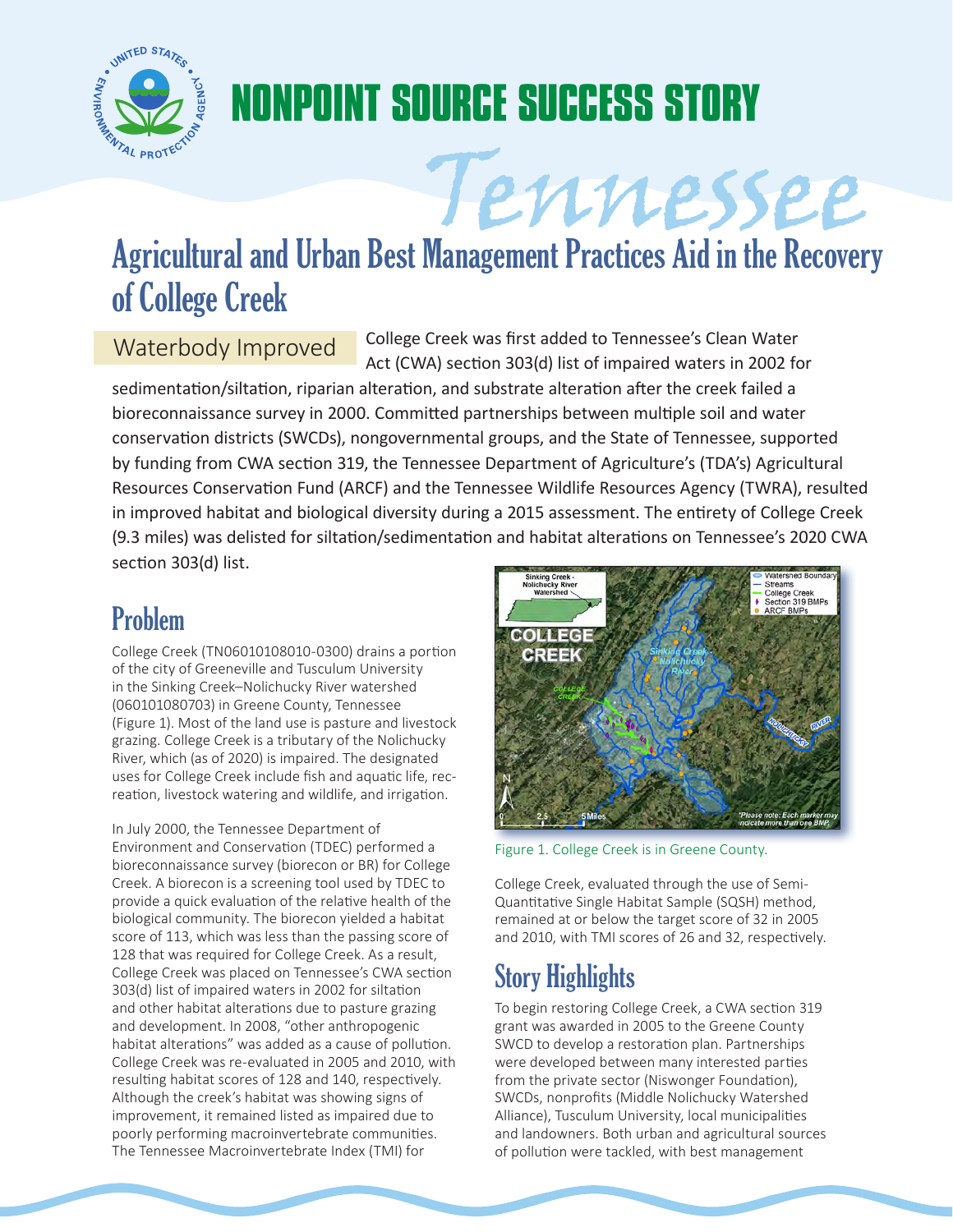# NONPOINT SOURCE SUCCESS STORY

# Tennessee

## Agricultural and Urban Best Management Practices Aid in the Recovery of College Creek

**Waterbody Improved**

College Creek was first added to Tennessee's Clean Water Act (CWA) section 303(d) list of impaired waters in 2002 for sedimentation/siltation, riparian alteration, and substrate alteration after the creek failed a bioreconnaissance survey in 2000. Committed partnerships between multiple soil and water conservation districts (SWCDs), nongovernmental groups, and the State of Tennessee, supported by funding from CWA section 319, the Tennessee Department of Agriculture's (TDA's) Agricultural Resources Conservation Fund (ARCF) and the Tennessee Wildlife Resources Agency (TWRA), resulted in improved habitat and biological diversity during a 2015 assessment. The entirety of College Creek (9.3 miles) was delisted for siltation/sedimentation and habitat alterations on Tennessee's 2020 CWA section 303(d) list.

## Problem

College Creek (TN06010108010-0300) drains a portion of the city of Greeneville and Tusculum University in the Sinking Creek–Nolichucky River watershed (060101080703) in Greene County, Tennessee (Figure 1). Most of the land use is pasture and livestock grazing. College Creek is a tributary of the Nolichucky River, which (as of 2020) is impaired. The designated uses for College Creek include fish and aquatic life, recreation, livestock watering and wildlife, and irrigation.

In July 2000, the Tennessee Department of Environment and Conservation (TDEC) performed a bioreconnaissance survey (biorecon or BR) for College Creek. A biorecon is a screening tool used by TDEC to provide a quick evaluation of the relative health of the biological community. The biorecon yielded a habitat score of 113, which was less than the passing score of 128 that was required for College Creek. As a result, College Creek was placed on Tennessee's CWA section 303(d) list of impaired waters in 2002 for siltation and other habitat alterations due to pasture grazing and development. In 2008, "other anthropogenic habitat alterations" was added as a cause of pollution. College Creek was re-evaluated in 2005 and 2010, with resulting habitat scores of 128 and 140, respectively. Although the creek's habitat was showing signs of improvement, it remained listed as impaired due to poorly performing macroinvertebrate communities. The Tennessee Macroinvertebrate Index (TMI) for College Creek, evaluated through the use of Semi-Quantitative Single Habitat Sample (SQSH) method, remained at or below the target score of 32 in 2005 and 2010, with TMI scores of 26 and 32, respectively.

Figure 1. College Creek is in Greene County.

## Story Highlights

To begin restoring College Creek, a CWA section 319 grant was awarded in 2005 to the Greene County SWCD to develop a restoration plan. Partnerships were developed between many interested parties from the private sector (Niswonger Foundation), SWCDs, nonprofits (Middle Nolichucky Watershed Alliance), Tusculum University, local municipalities and landowners. Both urban and agricultural sources of pollution were tackled, with best management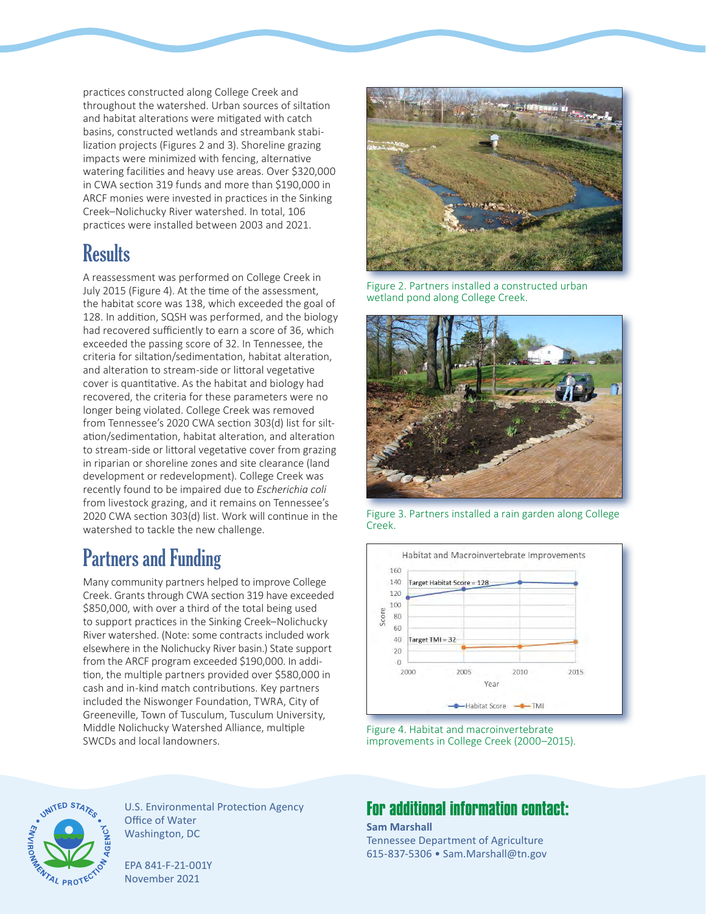practices constructed along College Creek and throughout the watershed. Urban sources of siltation and habitat alterations were mitigated with catch basins, constructed wetlands and streambank stabilization projects (Figures 2 and 3). Shoreline grazing impacts were minimized with fencing, alternative watering facilities and heavy use areas. Over $320,000 in CWA section 319 funds and more than $190,000 in ARCF monies were invested in practices in the Sinking Creek–Nolichucky River watershed. In total, 106 practices were installed between 2003 and 2021.

## Results

A reassessment was performed on College Creek in July 2015 (Figure 4). At the time of the assessment, the habitat score was 138, which exceeded the goal of 128. In addition, SQSH was performed, and the biology had recovered sufficiently to earn a score of 36, which exceeded the passing score of 32. In Tennessee, the criteria for siltation/sedimentation, habitat alteration, and alteration to stream-side or littoral vegetative cover is quantitative. As the habitat and biology had recovered, the criteria for these parameters were no longer being violated. College Creek was removed from Tennessee's 2020 CWA section 303(d) list for siltation/sedimentation, habitat alteration, and alteration to stream-side or littoral vegetative cover from grazing in riparian or shoreline zones and site clearance (land development or redevelopment). College Creek was recently found to be impaired due to *Escherichia coli* from livestock grazing, and it remains on Tennessee's 2020 CWA section 303(d) list. Work will continue in the watershed to tackle the new challenge.

## Partners and Funding

Many community partners helped to improve College Creek. Grants through CWA section 319 have exceeded $850,000, with over a third of the total being used to support practices in the Sinking Creek–Nolichucky River watershed. (Note: some contracts included work elsewhere in the Nolichucky River basin.) State support from the ARCF program exceeded $190,000. In addition, the multiple partners provided over $580,000 in cash and in-kind match contributions. Key partners included the Niswonger Foundation, TWRA, City of Greeneville, Town of Tusculum, Tusculum University, Middle Nolichucky Watershed Alliance, multiple SWCDs and local landowners.

Figure 2. Partners installed a constructed urban wetland pond along College Creek.

Figure 3. Partners installed a rain garden along College Creek.

Habitat and Macroinvertebrate Improvements

Score

160
140
120
100
80
60
40
20
0

Target Habitat Score = 128

Target TMI = 32

2000
2005
2010
2015

Year

Habitat Score
TMI

Figure 4. Habitat and macroinvertebrate improvements in College Creek (2000–2015).

U.S. Environmental Protection Agency
Office of Water
Washington, DC

EPA 841-F-21-001Y
November 2021

## For additional information contact:

**Sam Marshall**
Tennessee Department of Agriculture
615-837-5306 • Sam.Marshall@tn.gov